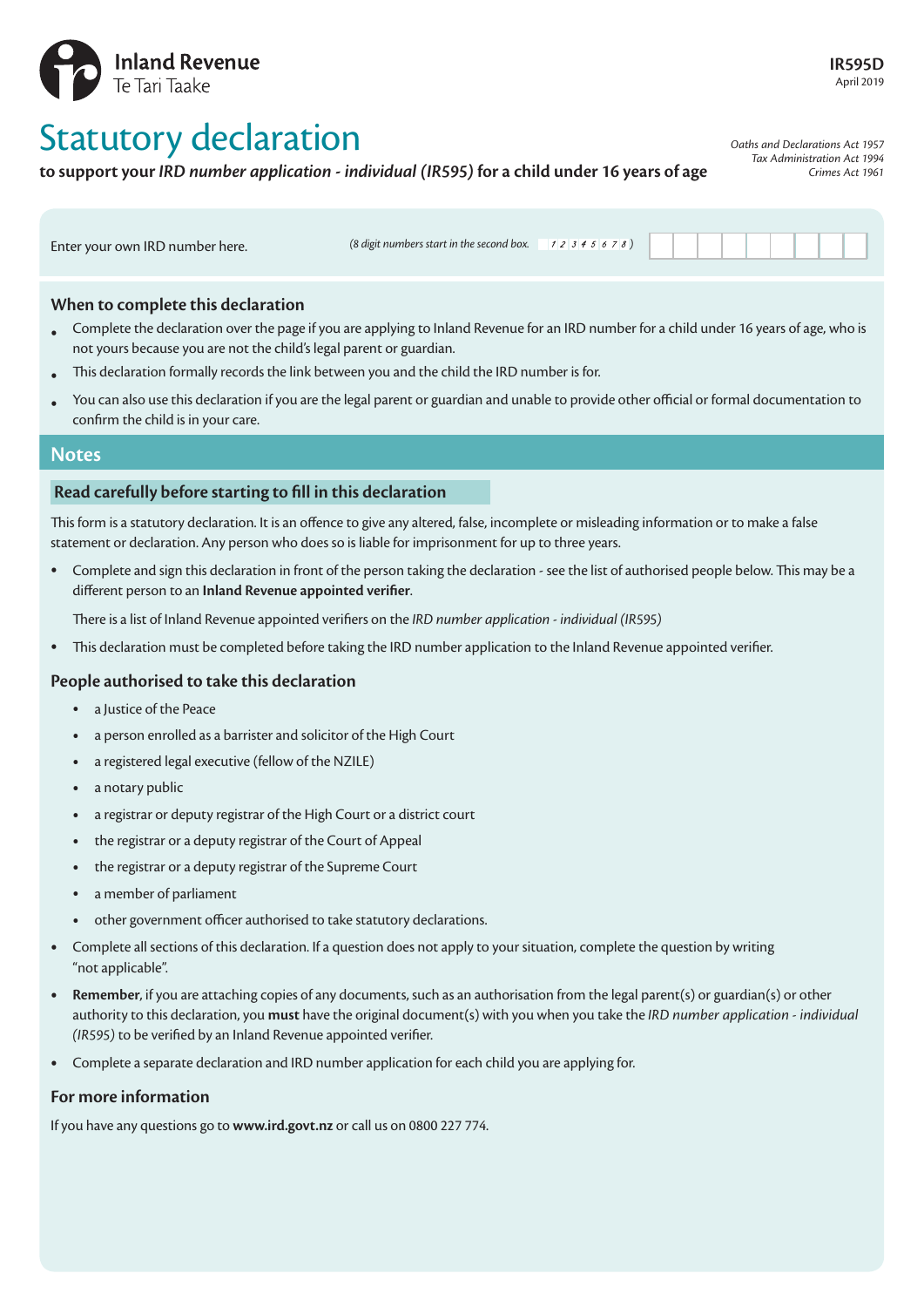**Inland Revenue**
Te Tari Taake

**IR595D**
April 2019

# Statutory declaration

**to support your *IRD number application - individual (IR595)* for a child under 16 years of age**

*Oaths and Declarations Act 1957*
*Tax Administration Act 1994*
*Crimes Act 1961*

Enter your own IRD number here. *(8 digit numbers start in the second box. 1 2 3 4 5 6 7 8 )*

### When to complete this declaration

- Complete the declaration over the page if you are applying to Inland Revenue for an IRD number for a child under 16 years of age, who is not yours because you are not the child's legal parent or guardian.
- This declaration formally records the link between you and the child the IRD number is for.
- You can also use this declaration if you are the legal parent or guardian and unable to provide other official or formal documentation to confirm the child is in your care.

## Notes

### Read carefully before starting to fill in this declaration

This form is a statutory declaration. It is an offence to give any altered, false, incomplete or misleading information or to make a false statement or declaration. Any person who does so is liable for imprisonment for up to three years.

- Complete and sign this declaration in front of the person taking the declaration - see the list of authorised people below. This may be a different person to an **Inland Revenue appointed verifier**.

  There is a list of Inland Revenue appointed verifiers on the *IRD number application - individual (IR595)*

- This declaration must be completed before taking the IRD number application to the Inland Revenue appointed verifier.

### People authorised to take this declaration

- a Justice of the Peace
- a person enrolled as a barrister and solicitor of the High Court
- a registered legal executive (fellow of the NZILE)
- a notary public
- a registrar or deputy registrar of the High Court or a district court
- the registrar or a deputy registrar of the Court of Appeal
- the registrar or a deputy registrar of the Supreme Court
- a member of parliament
- other government officer authorised to take statutory declarations.

- Complete all sections of this declaration. If a question does not apply to your situation, complete the question by writing "not applicable".
- **Remember**, if you are attaching copies of any documents, such as an authorisation from the legal parent(s) or guardian(s) or other authority to this declaration, you **must** have the original document(s) with you when you take the *IRD number application - individual (IR595)* to be verified by an Inland Revenue appointed verifier.
- Complete a separate declaration and IRD number application for each child you are applying for.

### For more information

If you have any questions go to **www.ird.govt.nz** or call us on 0800 227 774.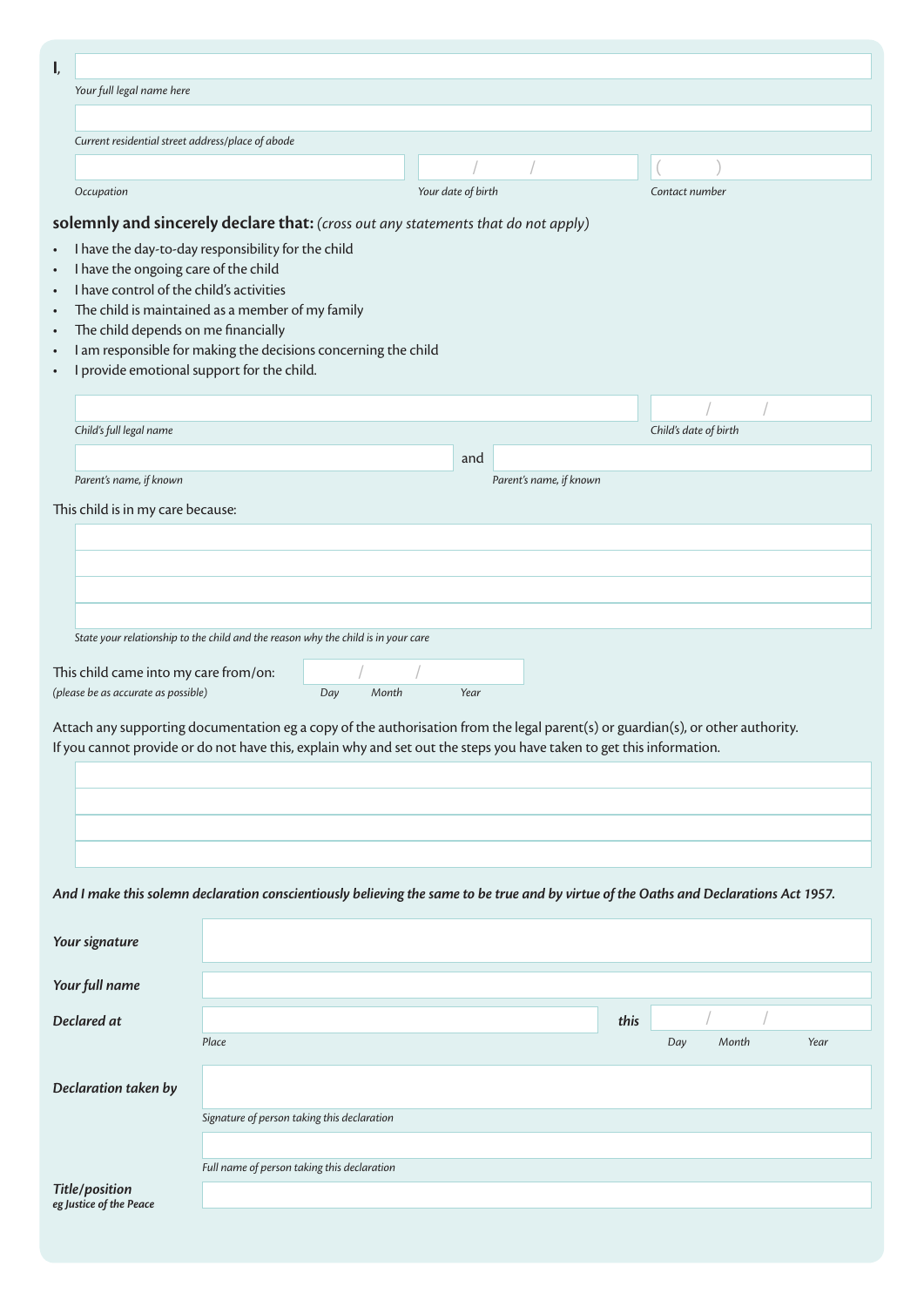I,

*Your full legal name here*

*Current residential street address/place of abode*

*Occupation* — *Your date of birth* / / — *Contact number* ( )

**solemnly and sincerely declare that:** *(cross out any statements that do not apply)*

- I have the day-to-day responsibility for the child
- I have the ongoing care of the child
- I have control of the child's activities
- The child is maintained as a member of my family
- The child depends on me financially
- I am responsible for making the decisions concerning the child
- I provide emotional support for the child.

*Child's full legal name* — *Child's date of birth* / /

*Parent's name, if known* and *Parent's name, if known*

This child is in my care because:

*State your relationship to the child and the reason why the child is in your care*

This child came into my care from/on: / /
*(please be as accurate as possible)* *Day Month Year*

Attach any supporting documentation eg a copy of the authorisation from the legal parent(s) or guardian(s), or other authority. If you cannot provide or do not have this, explain why and set out the steps you have taken to get this information.

***And I make this solemn declaration conscientiously believing the same to be true and by virtue of the Oaths and Declarations Act 1957.***

***Your signature***

***Your full name***

***Declared at*** *Place* ***this*** / / *Day Month Year*

***Declaration taken by***

*Signature of person taking this declaration*

*Full name of person taking this declaration*

***Title/position***
***eg Justice of the Peace***